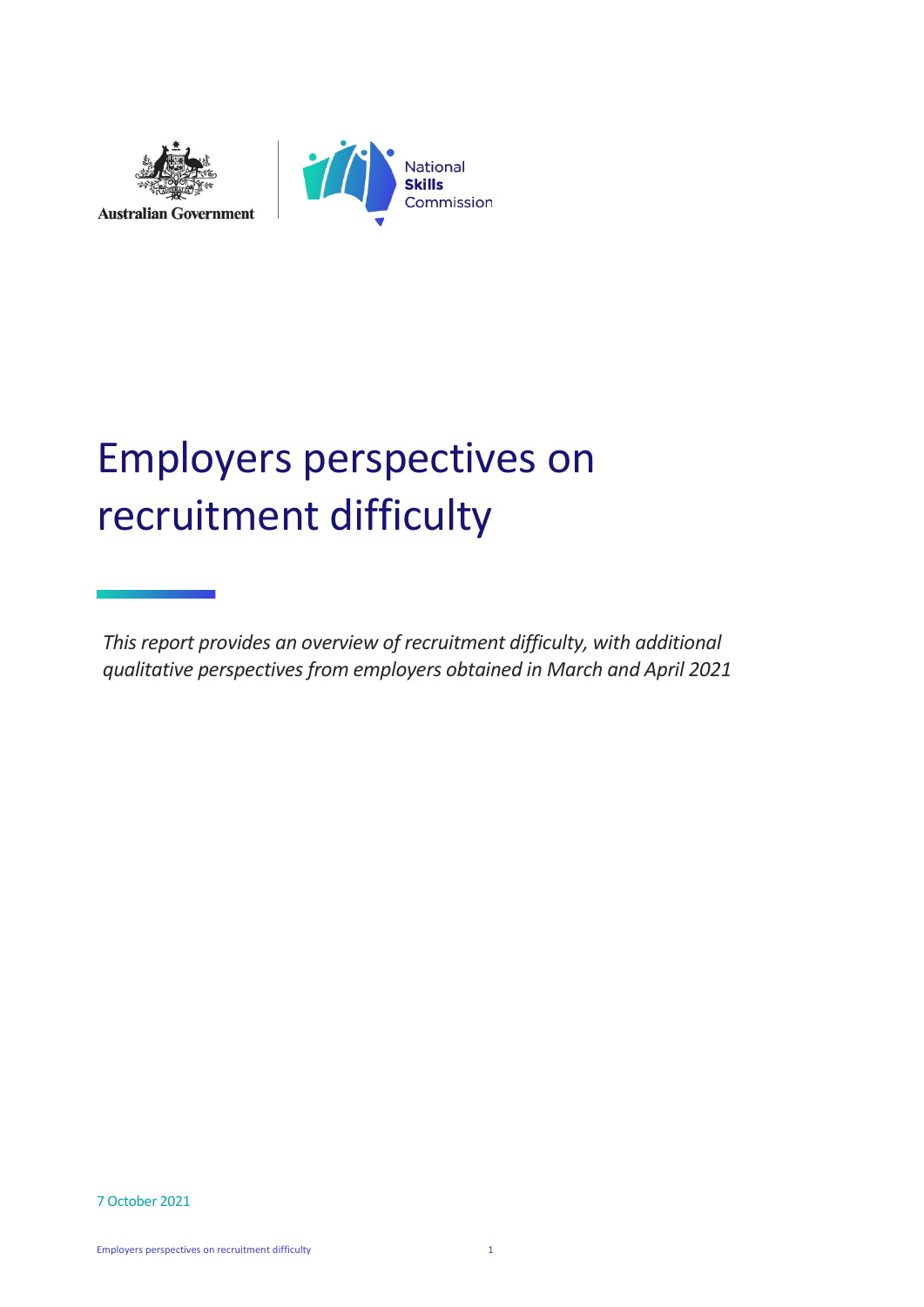Australian Government

National **Skills** Commission

# Employers perspectives on recruitment difficulty

*This report provides an overview of recruitment difficulty, with additional qualitative perspectives from employers obtained in March and April 2021*

7 October 2021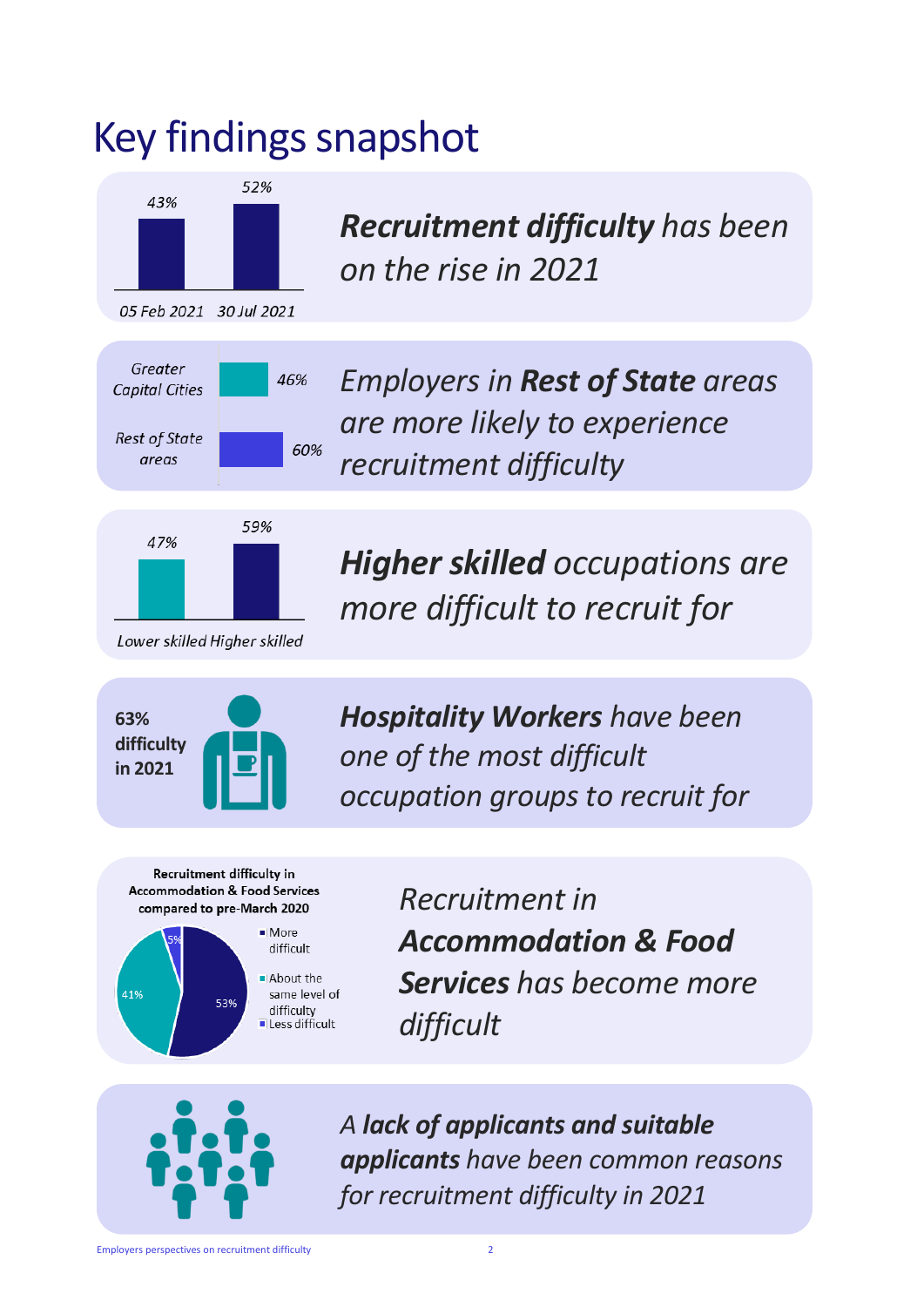# Key findings snapshot

| 05 Feb 2021 | 30 Jul 2021 |
|---|---|
| 43% | 52% |

***Recruitment difficulty** has been on the rise in 2021*

| | |
|---|---|
| Greater Capital Cities | 46% |
| Rest of State areas | 60% |

*Employers in **Rest of State** areas are more likely to experience recruitment difficulty*

| Lower skilled | Higher skilled |
|---|---|
| 47% | 59% |

***Higher skilled** occupations are more difficult to recruit for*

**63% difficulty in 2021**

***Hospitality Workers** have been one of the most difficult occupation groups to recruit for*

**Recruitment difficulty in Accommodation & Food Services compared to pre-March 2020**

| | |
|---|---|
| More difficult | 53% |
| About the same level of difficulty | 41% |
| Less difficult | 5% |

*Recruitment in **Accommodation & Food Services** has become more difficult*

*A **lack of applicants and suitable applicants** have been common reasons for recruitment difficulty in 2021*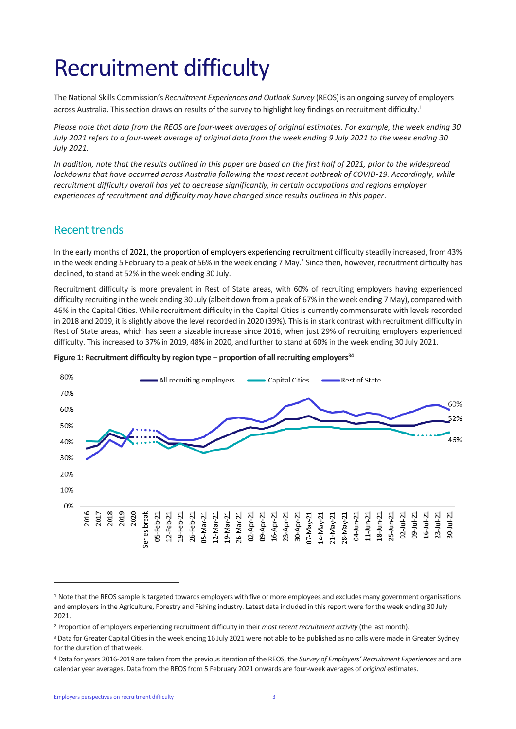# Recruitment difficulty

The National Skills Commission's *Recruitment Experiences and Outlook Survey* (REOS) is an ongoing survey of employers across Australia. This section draws on results of the survey to highlight key findings on recruitment difficulty.[1]

*Please note that data from the REOS are four-week averages of original estimates. For example, the week ending 30 July 2021 refers to a four-week average of original data from the week ending 9 July 2021 to the week ending 30 July 2021.*

*In addition, note that the results outlined in this paper are based on the first half of 2021, prior to the widespread lockdowns that have occurred across Australia following the most recent outbreak of COVID-19. Accordingly, while recruitment difficulty overall has yet to decrease significantly, in certain occupations and regions employer experiences of recruitment and difficulty may have changed since results outlined in this paper.*

## Recent trends

In the early months of 2021, the proportion of employers experiencing recruitment difficulty steadily increased, from 43% in the week ending 5 February to a peak of 56% in the week ending 7 May.[2] Since then, however, recruitment difficulty has declined, to stand at 52% in the week ending 30 July.

Recruitment difficulty is more prevalent in Rest of State areas, with 60% of recruiting employers having experienced difficulty recruiting in the week ending 30 July (albeit down from a peak of 67% in the week ending 7 May), compared with 46% in the Capital Cities. While recruitment difficulty in the Capital Cities is currently commensurate with levels recorded in 2018 and 2019, it is slightly above the level recorded in 2020 (39%). This is in stark contrast with recruitment difficulty in Rest of State areas, which has seen a sizeable increase since 2016, when just 29% of recruiting employers experienced difficulty. This increased to 37% in 2019, 48% in 2020, and further to stand at 60% in the week ending 30 July 2021.

**Figure 1: Recruitment difficulty by region type – proportion of all recruiting employers[3,4]**

---

[1] Note that the REOS sample is targeted towards employers with five or more employees and excludes many government organisations and employers in the Agriculture, Forestry and Fishing industry. Latest data included in this report were for the week ending 30 July 2021.

[2] Proportion of employers experiencing recruitment difficulty in their *most recent recruitment activity* (the last month).

[3] Data for Greater Capital Cities in the week ending 16 July 2021 were not able to be published as no calls were made in Greater Sydney for the duration of that week.

[4] Data for years 2016-2019 are taken from the previous iteration of the REOS, the *Survey of Employers' Recruitment Experiences* and are calendar year averages. Data from the REOS from 5 February 2021 onwards are four-week averages of *original* estimates.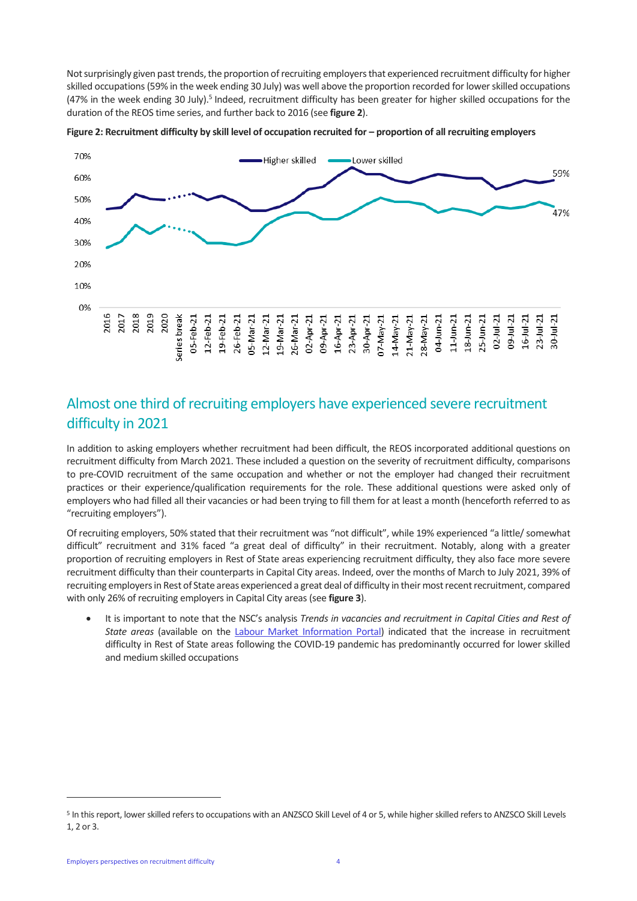Not surprisingly given past trends, the proportion of recruiting employers that experienced recruitment difficulty for higher skilled occupations (59% in the week ending 30 July) was well above the proportion recorded for lower skilled occupations (47% in the week ending 30 July).[5] Indeed, recruitment difficulty has been greater for higher skilled occupations for the duration of the REOS time series, and further back to 2016 (see **figure 2**).

**Figure 2: Recruitment difficulty by skill level of occupation recruited for – proportion of all recruiting employers**

## Almost one third of recruiting employers have experienced severe recruitment difficulty in 2021

In addition to asking employers whether recruitment had been difficult, the REOS incorporated additional questions on recruitment difficulty from March 2021. These included a question on the severity of recruitment difficulty, comparisons to pre-COVID recruitment of the same occupation and whether or not the employer had changed their recruitment practices or their experience/qualification requirements for the role. These additional questions were asked only of employers who had filled all their vacancies or had been trying to fill them for at least a month (henceforth referred to as "recruiting employers").

Of recruiting employers, 50% stated that their recruitment was "not difficult", while 19% experienced "a little/ somewhat difficult" recruitment and 31% faced "a great deal of difficulty" in their recruitment. Notably, along with a greater proportion of recruiting employers in Rest of State areas experiencing recruitment difficulty, they also face more severe recruitment difficulty than their counterparts in Capital City areas. Indeed, over the months of March to July 2021, 39% of recruiting employers in Rest of State areas experienced a great deal of difficulty in their most recent recruitment, compared with only 26% of recruiting employers in Capital City areas (see **figure 3**).

- It is important to note that the NSC's analysis *Trends in vacancies and recruitment in Capital Cities and Rest of State areas* (available on the [Labour Market Information Portal]) indicated that the increase in recruitment difficulty in Rest of State areas following the COVID-19 pandemic has predominantly occurred for lower skilled and medium skilled occupations

[5] In this report, lower skilled refers to occupations with an ANZSCO Skill Level of 4 or 5, while higher skilled refers to ANZSCO Skill Levels 1, 2 or 3.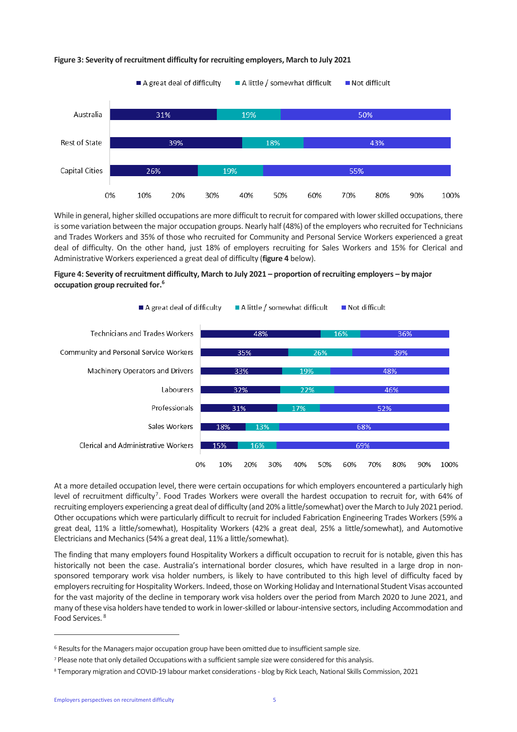**Figure 3: Severity of recruitment difficulty for recruiting employers, March to July 2021**

| | A great deal of difficulty | A little / somewhat difficult | Not difficult |
|---|---|---|---|
| Australia | 31% | 19% | 50% |
| Rest of State | 39% | 18% | 43% |
| Capital Cities | 26% | 19% | 55% |

While in general, higher skilled occupations are more difficult to recruit for compared with lower skilled occupations, there is some variation between the major occupation groups. Nearly half (48%) of the employers who recruited for Technicians and Trades Workers and 35% of those who recruited for Community and Personal Service Workers experienced a great deal of difficulty. On the other hand, just 18% of employers recruiting for Sales Workers and 15% for Clerical and Administrative Workers experienced a great deal of difficulty (**figure 4** below).

**Figure 4: Severity of recruitment difficulty, March to July 2021 – proportion of recruiting employers – by major occupation group recruited for.[6]**

| | A great deal of difficulty | A little / somewhat difficult | Not difficult |
|---|---|---|---|
| Technicians and Trades Workers | 48% | 16% | 36% |
| Community and Personal Service Workers | 35% | 26% | 39% |
| Machinery Operators and Drivers | 33% | 19% | 48% |
| Labourers | 32% | 22% | 46% |
| Professionals | 31% | 17% | 52% |
| Sales Workers | 18% | 13% | 68% |
| Clerical and Administrative Workers | 15% | 16% | 69% |

At a more detailed occupation level, there were certain occupations for which employers encountered a particularly high level of recruitment difficulty[7]. Food Trades Workers were overall the hardest occupation to recruit for, with 64% of recruiting employers experiencing a great deal of difficulty (and 20% a little/somewhat) over the March to July 2021 period. Other occupations which were particularly difficult to recruit for included Fabrication Engineering Trades Workers (59% a great deal, 11% a little/somewhat), Hospitality Workers (42% a great deal, 25% a little/somewhat), and Automotive Electricians and Mechanics (54% a great deal, 11% a little/somewhat).

The finding that many employers found Hospitality Workers a difficult occupation to recruit for is notable, given this has historically not been the case. Australia's international border closures, which have resulted in a large drop in non-sponsored temporary work visa holder numbers, is likely to have contributed to this high level of difficulty faced by employers recruiting for Hospitality Workers. Indeed, those on Working Holiday and International Student Visas accounted for the vast majority of the decline in temporary work visa holders over the period from March 2020 to June 2021, and many of these visa holders have tended to work in lower-skilled or labour-intensive sectors, including Accommodation and Food Services.[8]

---

[6] Results for the Managers major occupation group have been omitted due to insufficient sample size.

[7] Please note that only detailed Occupations with a sufficient sample size were considered for this analysis.

[8] Temporary migration and COVID-19 labour market considerations - blog by Rick Leach, National Skills Commission, 2021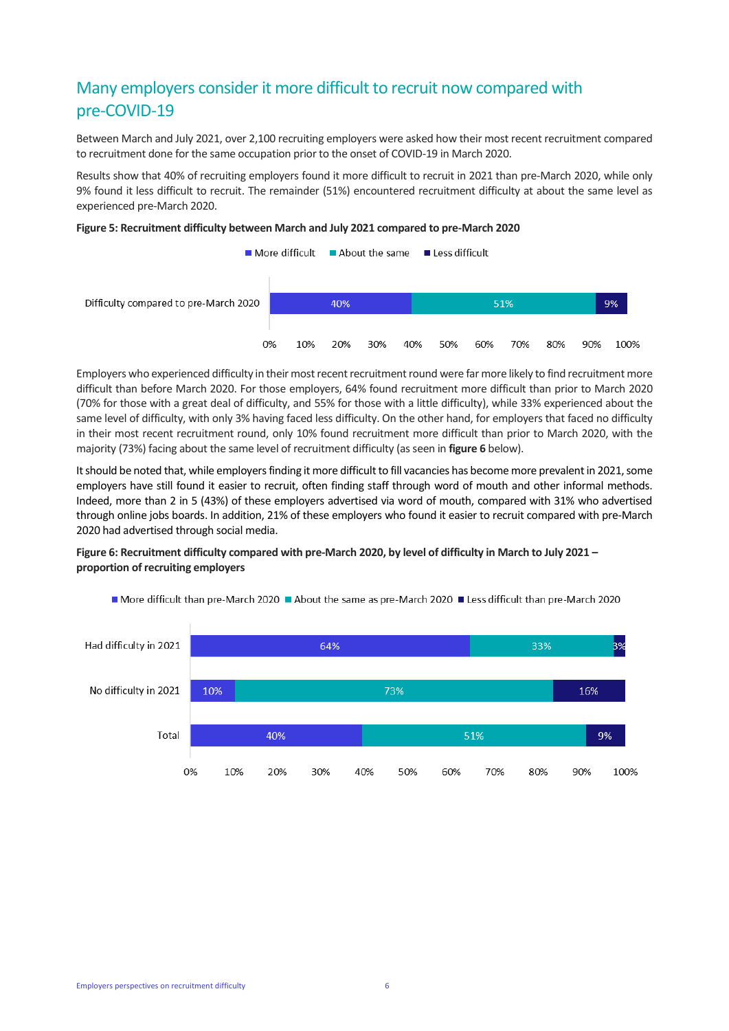## Many employers consider it more difficult to recruit now compared with pre-COVID-19

Between March and July 2021, over 2,100 recruiting employers were asked how their most recent recruitment compared to recruitment done for the same occupation prior to the onset of COVID-19 in March 2020.

Results show that 40% of recruiting employers found it more difficult to recruit in 2021 than pre-March 2020, while only 9% found it less difficult to recruit. The remainder (51%) encountered recruitment difficulty at about the same level as experienced pre-March 2020.

**Figure 5: Recruitment difficulty between March and July 2021 compared to pre-March 2020**

| | More difficult | About the same | Less difficult |
|---|---|---|---|
| Difficulty compared to pre-March 2020 | 40% | 51% | 9% |

Employers who experienced difficulty in their most recent recruitment round were far more likely to find recruitment more difficult than before March 2020. For those employers, 64% found recruitment more difficult than prior to March 2020 (70% for those with a great deal of difficulty, and 55% for those with a little difficulty), while 33% experienced about the same level of difficulty, with only 3% having faced less difficulty. On the other hand, for employers that faced no difficulty in their most recent recruitment round, only 10% found recruitment more difficult than prior to March 2020, with the majority (73%) facing about the same level of recruitment difficulty (as seen in **figure 6** below).

It should be noted that, while employers finding it more difficult to fill vacancies has become more prevalent in 2021, some employers have still found it easier to recruit, often finding staff through word of mouth and other informal methods. Indeed, more than 2 in 5 (43%) of these employers advertised via word of mouth, compared with 31% who advertised through online jobs boards. In addition, 21% of these employers who found it easier to recruit compared with pre-March 2020 had advertised through social media.

**Figure 6: Recruitment difficulty compared with pre-March 2020, by level of difficulty in March to July 2021 – proportion of recruiting employers**

| | More difficult than pre-March 2020 | About the same as pre-March 2020 | Less difficult than pre-March 2020 |
|---|---|---|---|
| Had difficulty in 2021 | 64% | 33% | 3% |
| No difficulty in 2021 | 10% | 73% | 16% |
| Total | 40% | 51% | 9% |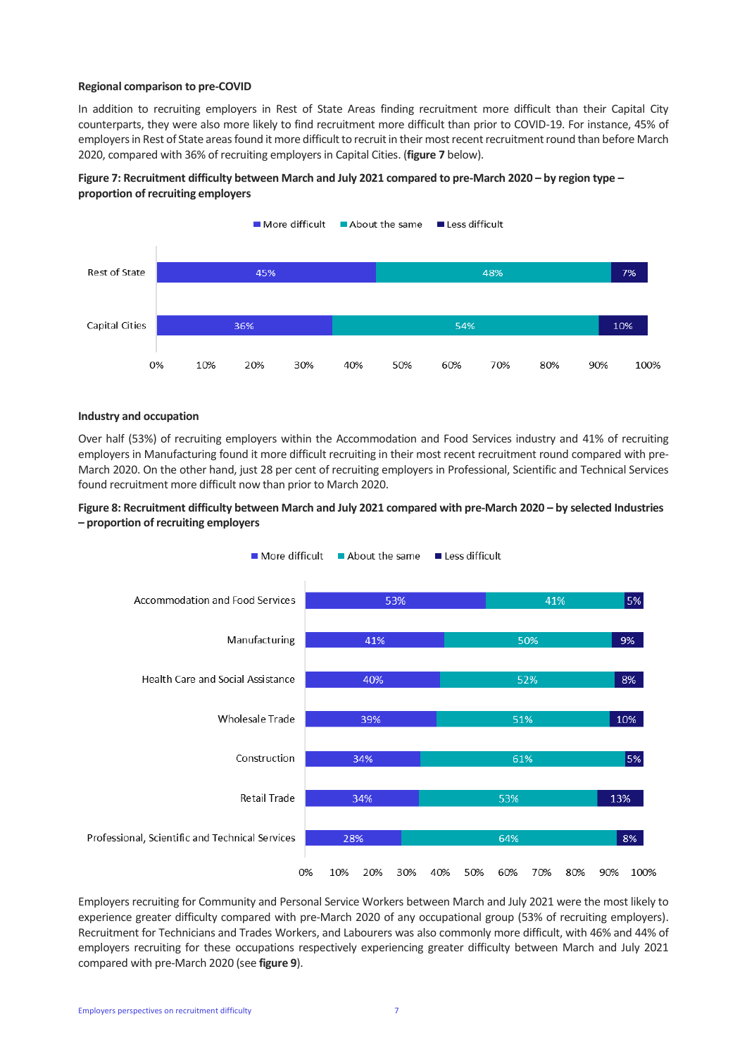**Regional comparison to pre-COVID**

In addition to recruiting employers in Rest of State Areas finding recruitment more difficult than their Capital City counterparts, they were also more likely to find recruitment more difficult than prior to COVID-19. For instance, 45% of employers in Rest of State areas found it more difficult to recruit in their most recent recruitment round than before March 2020, compared with 36% of recruiting employers in Capital Cities. (**figure 7** below).

**Figure 7: Recruitment difficulty between March and July 2021 compared to pre-March 2020 – by region type – proportion of recruiting employers**

| | More difficult | About the same | Less difficult |
|---|---|---|---|
| Rest of State | 45% | 48% | 7% |
| Capital Cities | 36% | 54% | 10% |

**Industry and occupation**

Over half (53%) of recruiting employers within the Accommodation and Food Services industry and 41% of recruiting employers in Manufacturing found it more difficult recruiting in their most recent recruitment round compared with pre-March 2020. On the other hand, just 28 per cent of recruiting employers in Professional, Scientific and Technical Services found recruitment more difficult now than prior to March 2020.

**Figure 8: Recruitment difficulty between March and July 2021 compared with pre-March 2020 – by selected Industries – proportion of recruiting employers**

| | More difficult | About the same | Less difficult |
|---|---|---|---|
| Accommodation and Food Services | 53% | 41% | 5% |
| Manufacturing | 41% | 50% | 9% |
| Health Care and Social Assistance | 40% | 52% | 8% |
| Wholesale Trade | 39% | 51% | 10% |
| Construction | 34% | 61% | 5% |
| Retail Trade | 34% | 53% | 13% |
| Professional, Scientific and Technical Services | 28% | 64% | 8% |

Employers recruiting for Community and Personal Service Workers between March and July 2021 were the most likely to experience greater difficulty compared with pre-March 2020 of any occupational group (53% of recruiting employers). Recruitment for Technicians and Trades Workers, and Labourers was also commonly more difficult, with 46% and 44% of employers recruiting for these occupations respectively experiencing greater difficulty between March and July 2021 compared with pre-March 2020 (see **figure 9**).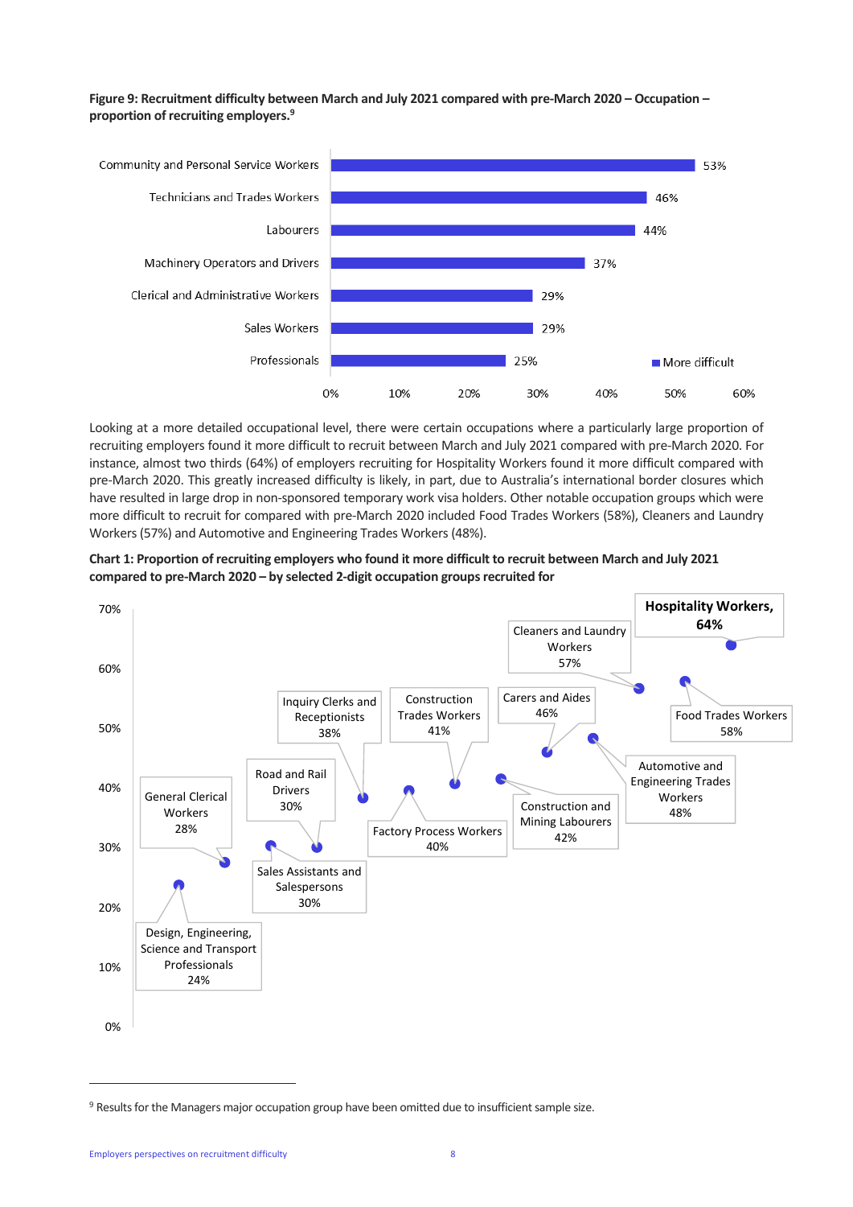**Figure 9: Recruitment difficulty between March and July 2021 compared with pre-March 2020 – Occupation – proportion of recruiting employers.**[9]

| Occupation | More difficult |
|---|---|
| Community and Personal Service Workers | 53% |
| Technicians and Trades Workers | 46% |
| Labourers | 44% |
| Machinery Operators and Drivers | 37% |
| Clerical and Administrative Workers | 29% |
| Sales Workers | 29% |
| Professionals | 25% |

Looking at a more detailed occupational level, there were certain occupations where a particularly large proportion of recruiting employers found it more difficult to recruit between March and July 2021 compared with pre-March 2020. For instance, almost two thirds (64%) of employers recruiting for Hospitality Workers found it more difficult compared with pre-March 2020. This greatly increased difficulty is likely, in part, due to Australia's international border closures which have resulted in large drop in non-sponsored temporary work visa holders. Other notable occupation groups which were more difficult to recruit for compared with pre-March 2020 included Food Trades Workers (58%), Cleaners and Laundry Workers (57%) and Automotive and Engineering Trades Workers (48%).

**Chart 1: Proportion of recruiting employers who found it more difficult to recruit between March and July 2021 compared to pre-March 2020 – by selected 2-digit occupation groups recruited for**

| Occupation group | More difficult |
|---|---|
| Design, Engineering, Science and Transport Professionals | 24% |
| General Clerical Workers | 28% |
| Sales Assistants and Salespersons | 30% |
| Road and Rail Drivers | 30% |
| Inquiry Clerks and Receptionists | 38% |
| Factory Process Workers | 40% |
| Construction Trades Workers | 41% |
| Construction and Mining Labourers | 42% |
| Carers and Aides | 46% |
| Automotive and Engineering Trades Workers | 48% |
| Cleaners and Laundry Workers | 57% |
| Food Trades Workers | 58% |
| Hospitality Workers | 64% |

[9] Results for the Managers major occupation group have been omitted due to insufficient sample size.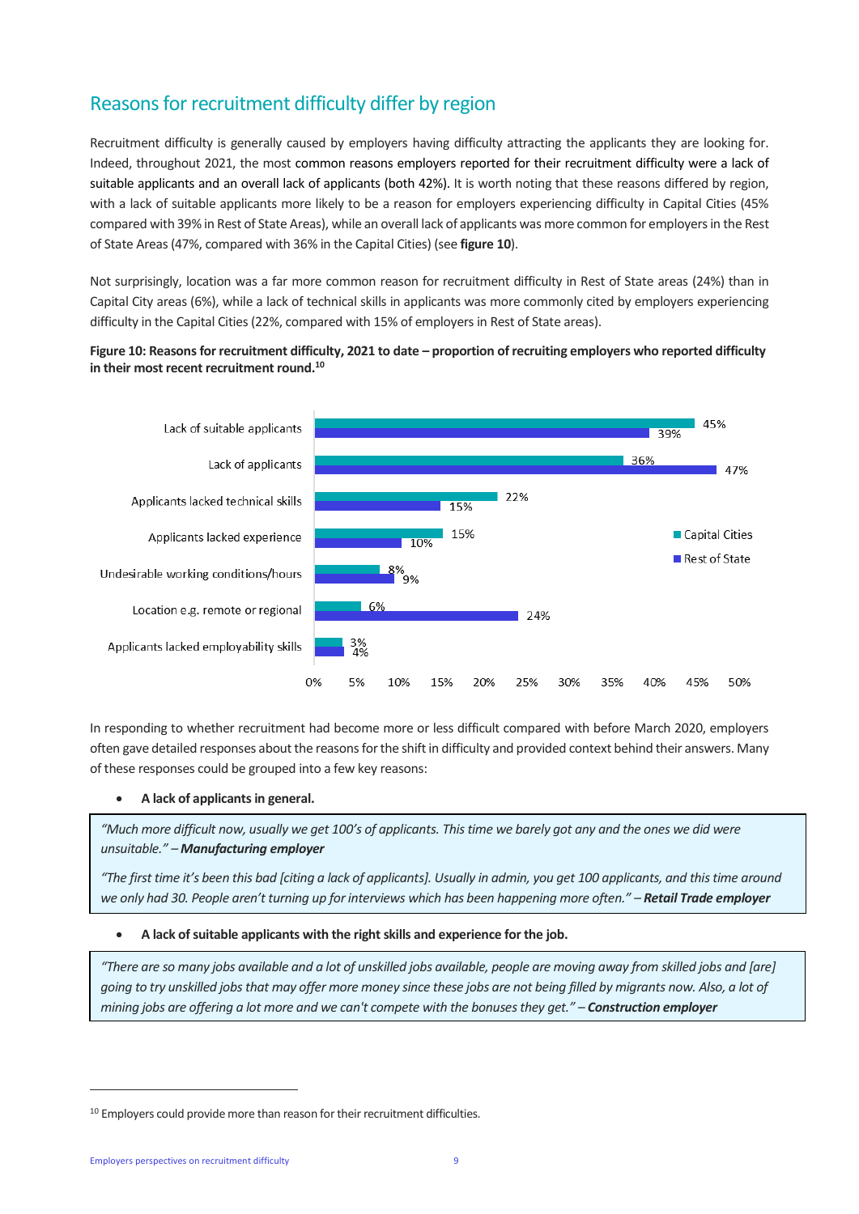## Reasons for recruitment difficulty differ by region

Recruitment difficulty is generally caused by employers having difficulty attracting the applicants they are looking for. Indeed, throughout 2021, the most common reasons employers reported for their recruitment difficulty were a lack of suitable applicants and an overall lack of applicants (both 42%). It is worth noting that these reasons differed by region, with a lack of suitable applicants more likely to be a reason for employers experiencing difficulty in Capital Cities (45% compared with 39% in Rest of State Areas), while an overall lack of applicants was more common for employers in the Rest of State Areas (47%, compared with 36% in the Capital Cities) (see **figure 10**).

Not surprisingly, location was a far more common reason for recruitment difficulty in Rest of State areas (24%) than in Capital City areas (6%), while a lack of technical skills in applicants was more commonly cited by employers experiencing difficulty in the Capital Cities (22%, compared with 15% of employers in Rest of State areas).

**Figure 10: Reasons for recruitment difficulty, 2021 to date – proportion of recruiting employers who reported difficulty in their most recent recruitment round.[10]**

| Reason | Capital Cities | Rest of State |
|---|---|---|
| Lack of suitable applicants | 45% | 39% |
| Lack of applicants | 36% | 47% |
| Applicants lacked technical skills | 22% | 15% |
| Applicants lacked experience | 15% | 10% |
| Undesirable working conditions/hours | 8% | 9% |
| Location e.g. remote or regional | 6% | 24% |
| Applicants lacked employability skills | 3% | 4% |

In responding to whether recruitment had become more or less difficult compared with before March 2020, employers often gave detailed responses about the reasons for the shift in difficulty and provided context behind their answers. Many of these responses could be grouped into a few key reasons:

- **A lack of applicants in general.**

> *"Much more difficult now, usually we get 100's of applicants. This time we barely got any and the ones we did were unsuitable." – **Manufacturing employer***
>
> *"The first time it's been this bad [citing a lack of applicants]. Usually in admin, you get 100 applicants, and this time around we only had 30. People aren't turning up for interviews which has been happening more often." – **Retail Trade employer***

- **A lack of suitable applicants with the right skills and experience for the job.**

> *"There are so many jobs available and a lot of unskilled jobs available, people are moving away from skilled jobs and [are] going to try unskilled jobs that may offer more money since these jobs are not being filled by migrants now. Also, a lot of mining jobs are offering a lot more and we can't compete with the bonuses they get." – **Construction employer***

[10] Employers could provide more than reason for their recruitment difficulties.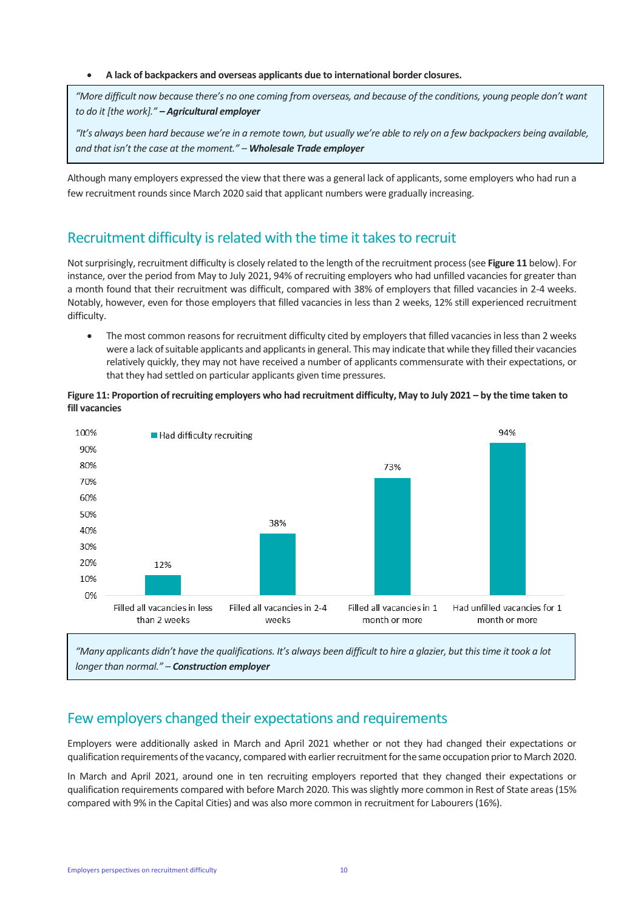- **A lack of backpackers and overseas applicants due to international border closures.**

> *"More difficult now because there's no one coming from overseas, and because of the conditions, young people don't want to do it [the work]." –* ***Agricultural employer***
>
> *"It's always been hard because we're in a remote town, but usually we're able to rely on a few backpackers being available, and that isn't the case at the moment." –* ***Wholesale Trade employer***

Although many employers expressed the view that there was a general lack of applicants, some employers who had run a few recruitment rounds since March 2020 said that applicant numbers were gradually increasing.

## Recruitment difficulty is related with the time it takes to recruit

Not surprisingly, recruitment difficulty is closely related to the length of the recruitment process (see **Figure 11** below). For instance, over the period from May to July 2021, 94% of recruiting employers who had unfilled vacancies for greater than a month found that their recruitment was difficult, compared with 38% of employers that filled vacancies in 2-4 weeks. Notably, however, even for those employers that filled vacancies in less than 2 weeks, 12% still experienced recruitment difficulty.

- The most common reasons for recruitment difficulty cited by employers that filled vacancies in less than 2 weeks were a lack of suitable applicants and applicants in general. This may indicate that while they filled their vacancies relatively quickly, they may not have received a number of applicants commensurate with their expectations, or that they had settled on particular applicants given time pressures.

**Figure 11: Proportion of recruiting employers who had recruitment difficulty, May to July 2021 – by the time taken to fill vacancies**

| | Had difficulty recruiting |
|---|---|
| Filled all vacancies in less than 2 weeks | 12% |
| Filled all vacancies in 2-4 weeks | 38% |
| Filled all vacancies in 1 month or more | 73% |
| Had unfilled vacancies for 1 month or more | 94% |

> *"Many applicants didn't have the qualifications. It's always been difficult to hire a glazier, but this time it took a lot longer than normal." –* ***Construction employer***

## Few employers changed their expectations and requirements

Employers were additionally asked in March and April 2021 whether or not they had changed their expectations or qualification requirements of the vacancy, compared with earlier recruitment for the same occupation prior to March 2020.

In March and April 2021, around one in ten recruiting employers reported that they changed their expectations or qualification requirements compared with before March 2020. This was slightly more common in Rest of State areas (15% compared with 9% in the Capital Cities) and was also more common in recruitment for Labourers (16%).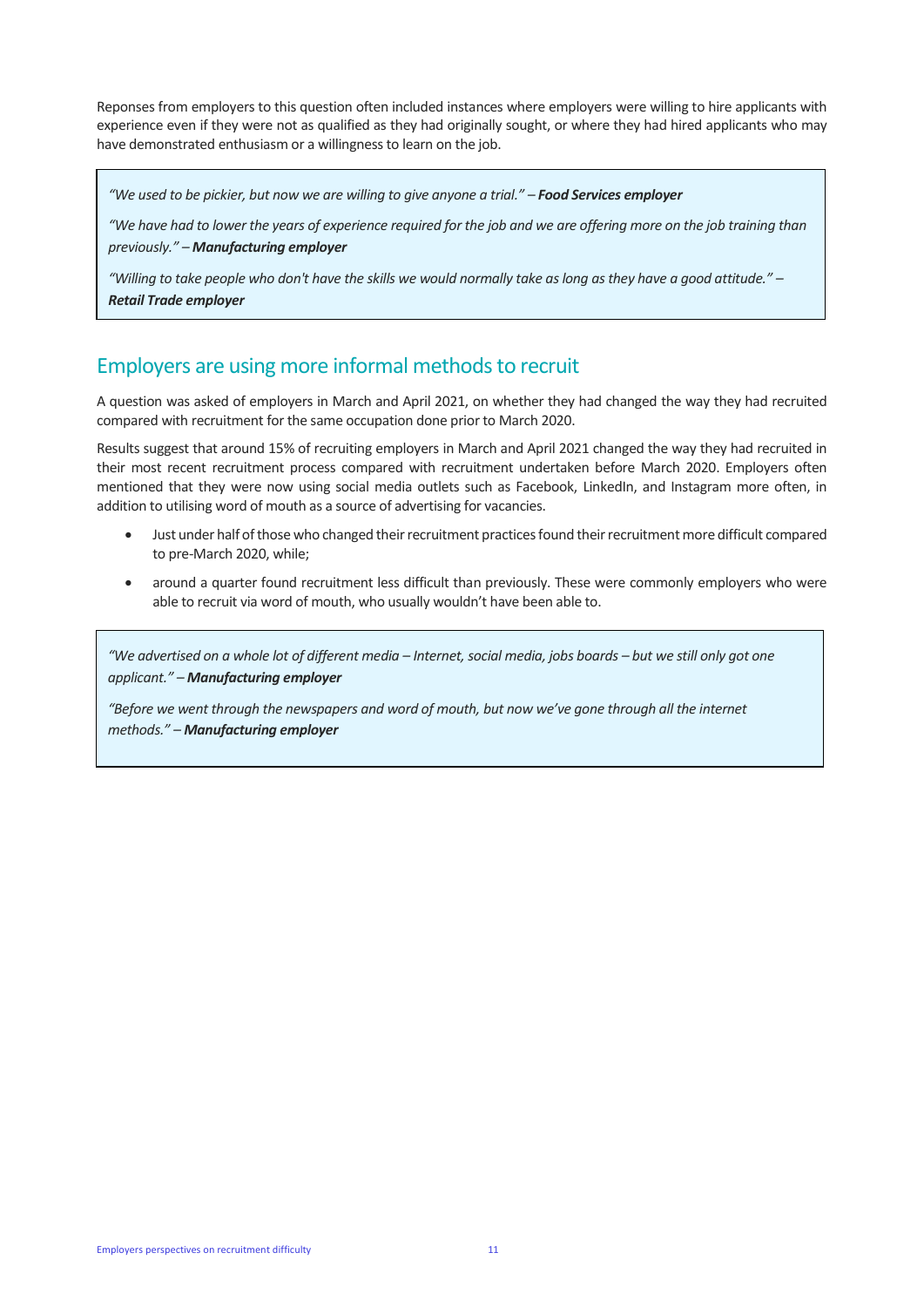Reponses from employers to this question often included instances where employers were willing to hire applicants with experience even if they were not as qualified as they had originally sought, or where they had hired applicants who may have demonstrated enthusiasm or a willingness to learn on the job.

> *"We used to be pickier, but now we are willing to give anyone a trial."* – ***Food Services employer***
>
> *"We have had to lower the years of experience required for the job and we are offering more on the job training than previously."* – ***Manufacturing employer***
>
> *"Willing to take people who don't have the skills we would normally take as long as they have a good attitude."* – ***Retail Trade employer***

## Employers are using more informal methods to recruit

A question was asked of employers in March and April 2021, on whether they had changed the way they had recruited compared with recruitment for the same occupation done prior to March 2020.

Results suggest that around 15% of recruiting employers in March and April 2021 changed the way they had recruited in their most recent recruitment process compared with recruitment undertaken before March 2020. Employers often mentioned that they were now using social media outlets such as Facebook, LinkedIn, and Instagram more often, in addition to utilising word of mouth as a source of advertising for vacancies.

- Just under half of those who changed their recruitment practices found their recruitment more difficult compared to pre-March 2020, while;
- around a quarter found recruitment less difficult than previously. These were commonly employers who were able to recruit via word of mouth, who usually wouldn't have been able to.

> *"We advertised on a whole lot of different media – Internet, social media, jobs boards – but we still only got one applicant."* – ***Manufacturing employer***
>
> *"Before we went through the newspapers and word of mouth, but now we've gone through all the internet methods."* – ***Manufacturing employer***